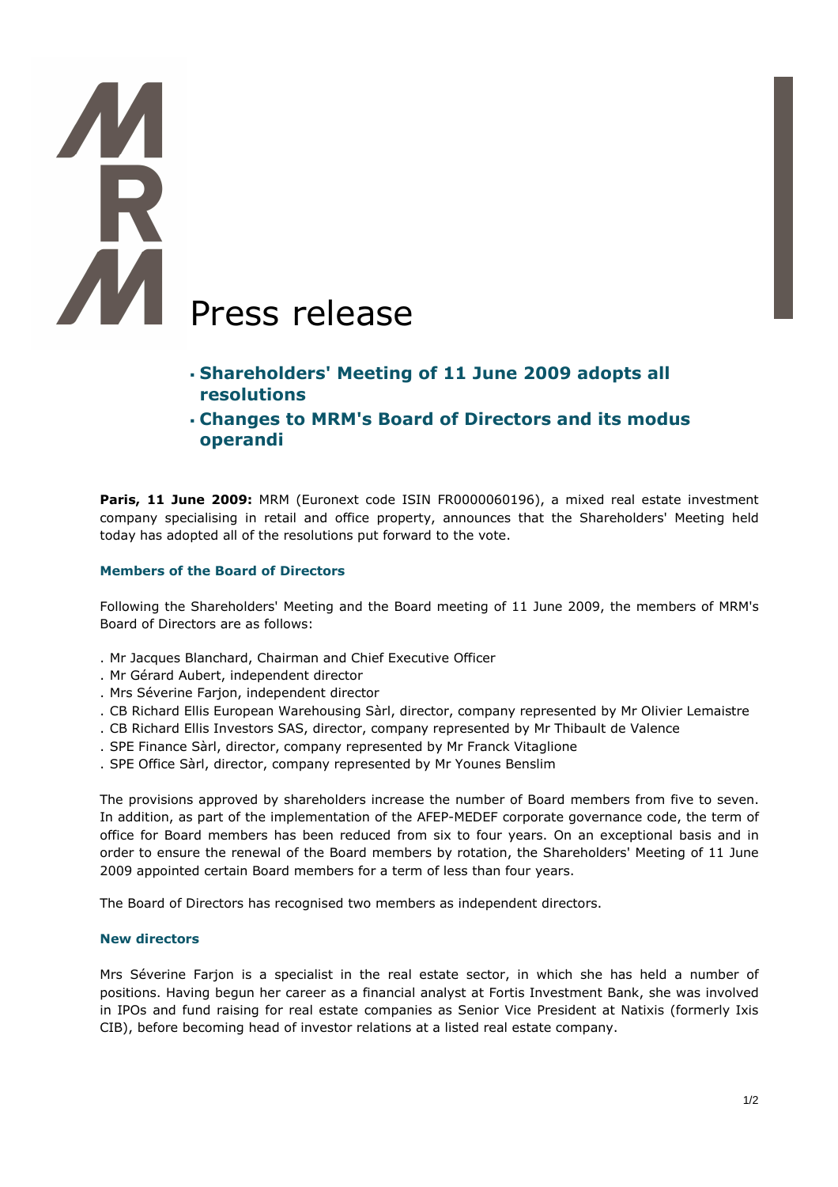# Press release

- **Shareholders' Meeting of 11 June 2009 adopts all resolutions**
- **Changes to MRM's Board of Directors and its modus operandi**

**Paris, 11 June 2009:** MRM (Euronext code ISIN FR0000060196), a mixed real estate investment company specialising in retail and office property, announces that the Shareholders' Meeting held today has adopted all of the resolutions put forward to the vote.

### Members of the Board of Directors

Following the Shareholders' Meeting and the Board meeting of 11 June 2009, the members of MRM's Board of Directors are as follows:

- Mr Jacques Blanchard, Chairman and Chief Executive Officer
- Mr Gérard Aubert, independent director
- Mrs Séverine Farjon, independent director
- CB Richard Ellis European Warehousing Sàrl, director, company represented by Mr Olivier Lemaistre
- CB Richard Ellis Investors SAS, director, company represented by Mr Thibault de Valence
- SPE Finance Sàrl, director, company represented by Mr Franck Vitaglione
- SPE Office Sàrl, director, company represented by Mr Younes Benslim

The provisions approved by shareholders increase the number of Board members from five to seven. In addition, as part of the implementation of the AFEP-MEDEF corporate governance code, the term of office for Board members has been reduced from six to four years. On an exceptional basis and in order to ensure the renewal of the Board members by rotation, the Shareholders' Meeting of 11 June 2009 appointed certain Board members for a term of less than four years.

The Board of Directors has recognised two members as independent directors.

### New directors

Mrs Séverine Farjon is a specialist in the real estate sector, in which she has held a number of positions. Having begun her career as a financial analyst at Fortis Investment Bank, she was involved in IPOs and fund raising for real estate companies as Senior Vice President at Natixis (formerly Ixis CIB), before becoming head of investor relations at a listed real estate company.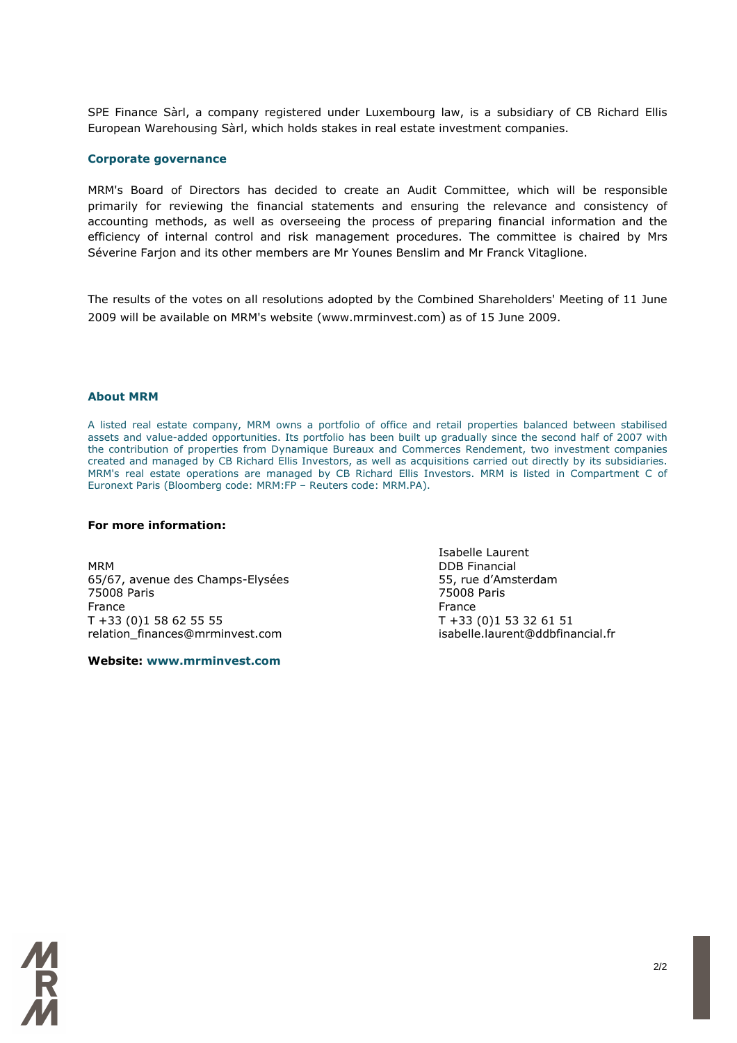SPE Finance Sàrl, a company registered under Luxembourg law, is a subsidiary of CB Richard Ellis European Warehousing Sàrl, which holds stakes in real estate investment companies.

### Corporate governance

MRM's Board of Directors has decided to create an Audit Committee, which will be responsible primarily for reviewing the financial statements and ensuring the relevance and consistency of accounting methods, as well as overseeing the process of preparing financial information and the efficiency of internal control and risk management procedures. The committee is chaired by Mrs Séverine Farjon and its other members are Mr Younes Benslim and Mr Franck Vitaglione.

The results of the votes on all resolutions adopted by the Combined Shareholders' Meeting of 11 June 2009 will be available on MRM's website (www.mrminvest.com) as of 15 June 2009.

### About MRM

A listed real estate company, MRM owns a portfolio of office and retail properties balanced between stabilised assets and value-added opportunities. Its portfolio has been built up gradually since the second half of 2007 with the contribution of properties from Dynamique Bureaux and Commerces Rendement, two investment companies created and managed by CB Richard Ellis Investors, as well as acquisitions carried out directly by its subsidiaries. MRM's real estate operations are managed by CB Richard Ellis Investors. MRM is listed in Compartment C of Euronext Paris (Bloomberg code: MRM:FP – Reuters code: MRM.PA).

**For more information:**

MRM
65/67, avenue des Champs-Elysées
75008 Paris
France
T +33 (0)1 58 62 55 55
relation_finances@mrminvest.com

Isabelle Laurent
DDB Financial
55, rue d'Amsterdam
75008 Paris
France
T +33 (0)1 53 32 61 51
isabelle.laurent@ddbfinancial.fr

**Website: www.mrminvest.com**